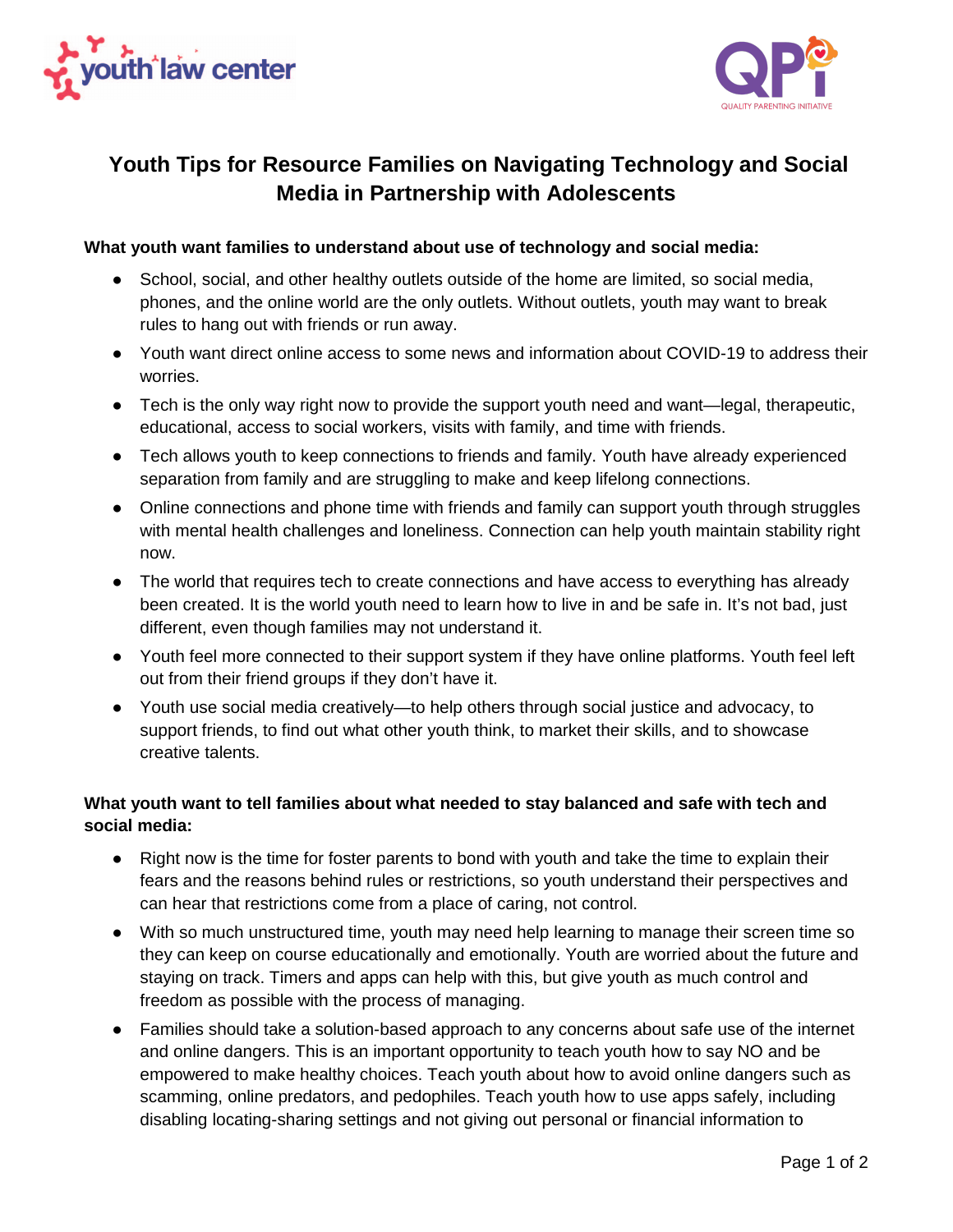# Youth Tips for Resource Families on Navigating Technology and Social Media in Partnership with Adolescents

**What youth want families to understand about use of technology and social media:**

- School, social, and other healthy outlets outside of the home are limited, so social media, phones, and the online world are the only outlets. Without outlets, youth may want to break rules to hang out with friends or run away.
- Youth want direct online access to some news and information about COVID-19 to address their worries.
- Tech is the only way right now to provide the support youth need and want—legal, therapeutic, educational, access to social workers, visits with family, and time with friends.
- Tech allows youth to keep connections to friends and family. Youth have already experienced separation from family and are struggling to make and keep lifelong connections.
- Online connections and phone time with friends and family can support youth through struggles with mental health challenges and loneliness. Connection can help youth maintain stability right now.
- The world that requires tech to create connections and have access to everything has already been created. It is the world youth need to learn how to live in and be safe in. It's not bad, just different, even though families may not understand it.
- Youth feel more connected to their support system if they have online platforms. Youth feel left out from their friend groups if they don't have it.
- Youth use social media creatively—to help others through social justice and advocacy, to support friends, to find out what other youth think, to market their skills, and to showcase creative talents.

**What youth want to tell families about what needed to stay balanced and safe with tech and social media:**

- Right now is the time for foster parents to bond with youth and take the time to explain their fears and the reasons behind rules or restrictions, so youth understand their perspectives and can hear that restrictions come from a place of caring, not control.
- With so much unstructured time, youth may need help learning to manage their screen time so they can keep on course educationally and emotionally. Youth are worried about the future and staying on track. Timers and apps can help with this, but give youth as much control and freedom as possible with the process of managing.
- Families should take a solution-based approach to any concerns about safe use of the internet and online dangers. This is an important opportunity to teach youth how to say NO and be empowered to make healthy choices. Teach youth about how to avoid online dangers such as scamming, online predators, and pedophiles. Teach youth how to use apps safely, including disabling locating-sharing settings and not giving out personal or financial information to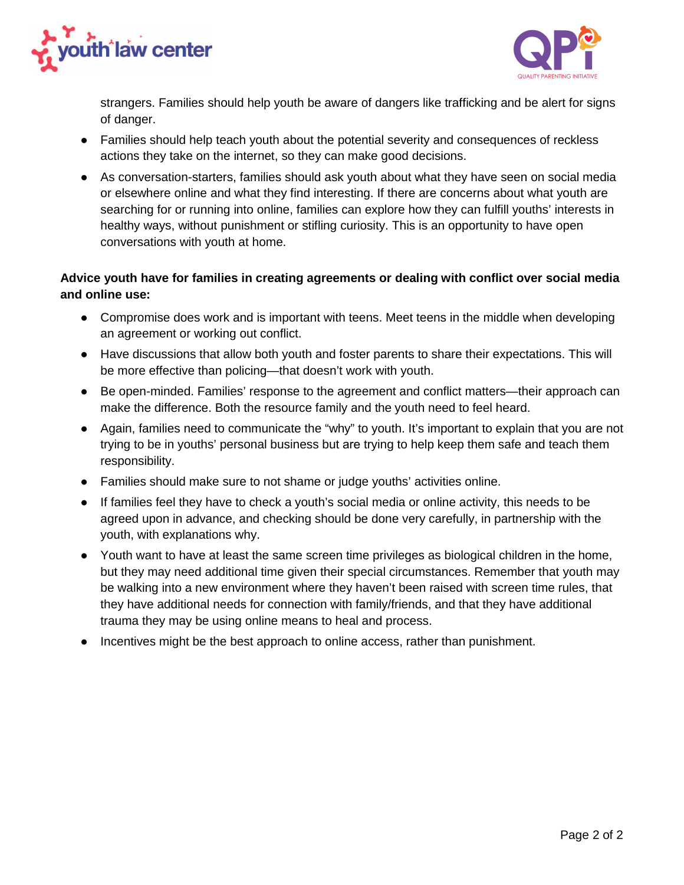strangers. Families should help youth be aware of dangers like trafficking and be alert for signs of danger.

- Families should help teach youth about the potential severity and consequences of reckless actions they take on the internet, so they can make good decisions.
- As conversation-starters, families should ask youth about what they have seen on social media or elsewhere online and what they find interesting. If there are concerns about what youth are searching for or running into online, families can explore how they can fulfill youths' interests in healthy ways, without punishment or stifling curiosity. This is an opportunity to have open conversations with youth at home.

**Advice youth have for families in creating agreements or dealing with conflict over social media and online use:**

- Compromise does work and is important with teens. Meet teens in the middle when developing an agreement or working out conflict.
- Have discussions that allow both youth and foster parents to share their expectations. This will be more effective than policing—that doesn't work with youth.
- Be open-minded. Families' response to the agreement and conflict matters—their approach can make the difference. Both the resource family and the youth need to feel heard.
- Again, families need to communicate the "why" to youth. It's important to explain that you are not trying to be in youths' personal business but are trying to help keep them safe and teach them responsibility.
- Families should make sure to not shame or judge youths' activities online.
- If families feel they have to check a youth's social media or online activity, this needs to be agreed upon in advance, and checking should be done very carefully, in partnership with the youth, with explanations why.
- Youth want to have at least the same screen time privileges as biological children in the home, but they may need additional time given their special circumstances. Remember that youth may be walking into a new environment where they haven't been raised with screen time rules, that they have additional needs for connection with family/friends, and that they have additional trauma they may be using online means to heal and process.
- Incentives might be the best approach to online access, rather than punishment.